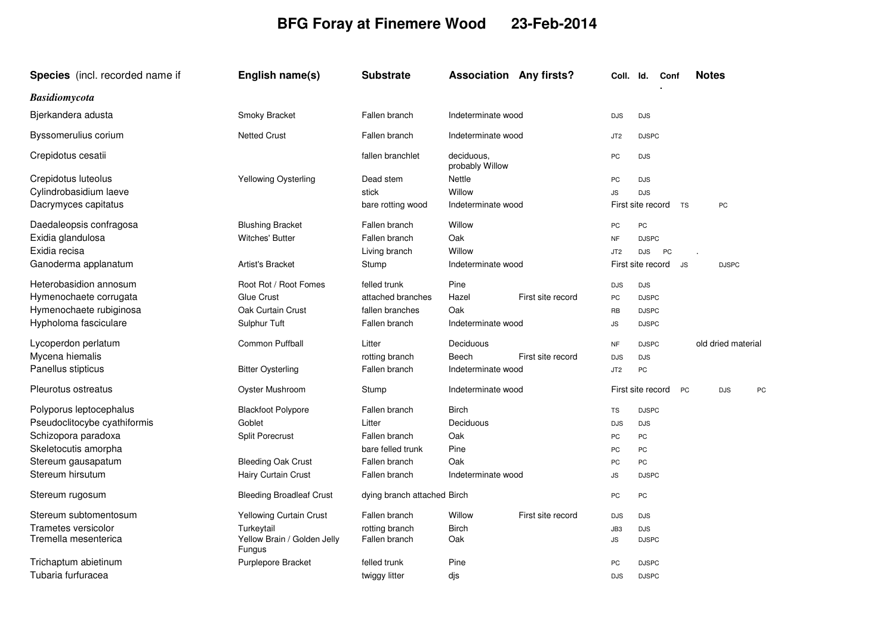# BFG Foray at Finemere Wood 23-Feb-2014

| Species (incl. recorded name if | English name(s) | Substrate | Association | Any firsts? | Coll. | Id. | Conf. | Notes | |
|---|---|---|---|---|---|---|---|---|---|
| ***Basidiomycota*** | | | | | | | | | |
| Bjerkandera adusta | Smoky Bracket | Fallen branch | Indeterminate wood | | DJS | DJS | | | |
| Byssomerulius corium | Netted Crust | Fallen branch | Indeterminate wood | | JT2 | DJSPC | | | |
| Crepidotus cesatii | | fallen branchlet | deciduous, probably Willow | | PC | DJS | | | |
| Crepidotus luteolus | Yellowing Oysterling | Dead stem | Nettle | | PC | DJS | | | |
| Cylindrobasidium laeve | | stick | Willow | | JS | DJS | | | |
| Dacrymyces capitatus | | bare rotting wood | Indeterminate wood | | First site record | | TS | PC | |
| Daedaleopsis confragosa | Blushing Bracket | Fallen branch | Willow | | PC | PC | | | |
| Exidia glandulosa | Witches' Butter | Fallen branch | Oak | | NF | DJSPC | | | |
| Exidia recisa | | Living branch | Willow | | JT2 | DJS | PC | . | |
| Ganoderma applanatum | Artist's Bracket | Stump | Indeterminate wood | | First site record | | JS | DJSPC | |
| Heterobasidion annosum | Root Rot / Root Fomes | felled trunk | Pine | | DJS | DJS | | | |
| Hymenochaete corrugata | Glue Crust | attached branches | Hazel | First site record | PC | DJSPC | | | |
| Hymenochaete rubiginosa | Oak Curtain Crust | fallen branches | Oak | | RB | DJSPC | | | |
| Hypholoma fasciculare | Sulphur Tuft | Fallen branch | Indeterminate wood | | JS | DJSPC | | | |
| Lycoperdon perlatum | Common Puffball | Litter | Deciduous | | NF | DJSPC | | old dried material | |
| Mycena hiemalis | | rotting branch | Beech | First site record | DJS | DJS | | | |
| Panellus stipticus | Bitter Oysterling | Fallen branch | Indeterminate wood | | JT2 | PC | | | |
| Pleurotus ostreatus | Oyster Mushroom | Stump | Indeterminate wood | | First site record | | PC | DJS | PC |
| Polyporus leptocephalus | Blackfoot Polypore | Fallen branch | Birch | | TS | DJSPC | | | |
| Pseudoclitocybe cyathiformis | Goblet | Litter | Deciduous | | DJS | DJS | | | |
| Schizopora paradoxa | Split Porecrust | Fallen branch | Oak | | PC | PC | | | |
| Skeletocutis amorpha | | bare felled trunk | Pine | | PC | PC | | | |
| Stereum gausapatum | Bleeding Oak Crust | Fallen branch | Oak | | PC | PC | | | |
| Stereum hirsutum | Hairy Curtain Crust | Fallen branch | Indeterminate wood | | JS | DJSPC | | | |
| Stereum rugosum | Bleeding Broadleaf Crust | dying branch attached | Birch | | PC | PC | | | |
| Stereum subtomentosum | Yellowing Curtain Crust | Fallen branch | Willow | First site record | DJS | DJS | | | |
| Trametes versicolor | Turkeytail | rotting branch | Birch | | JB3 | DJS | | | |
| Tremella mesenterica | Yellow Brain / Golden Jelly Fungus | Fallen branch | Oak | | JS | DJSPC | | | |
| Trichaptum abietinum | Purplepore Bracket | felled trunk | Pine | | PC | DJSPC | | | |
| Tubaria furfuracea | | twiggy litter | djs | | DJS | DJSPC | | | |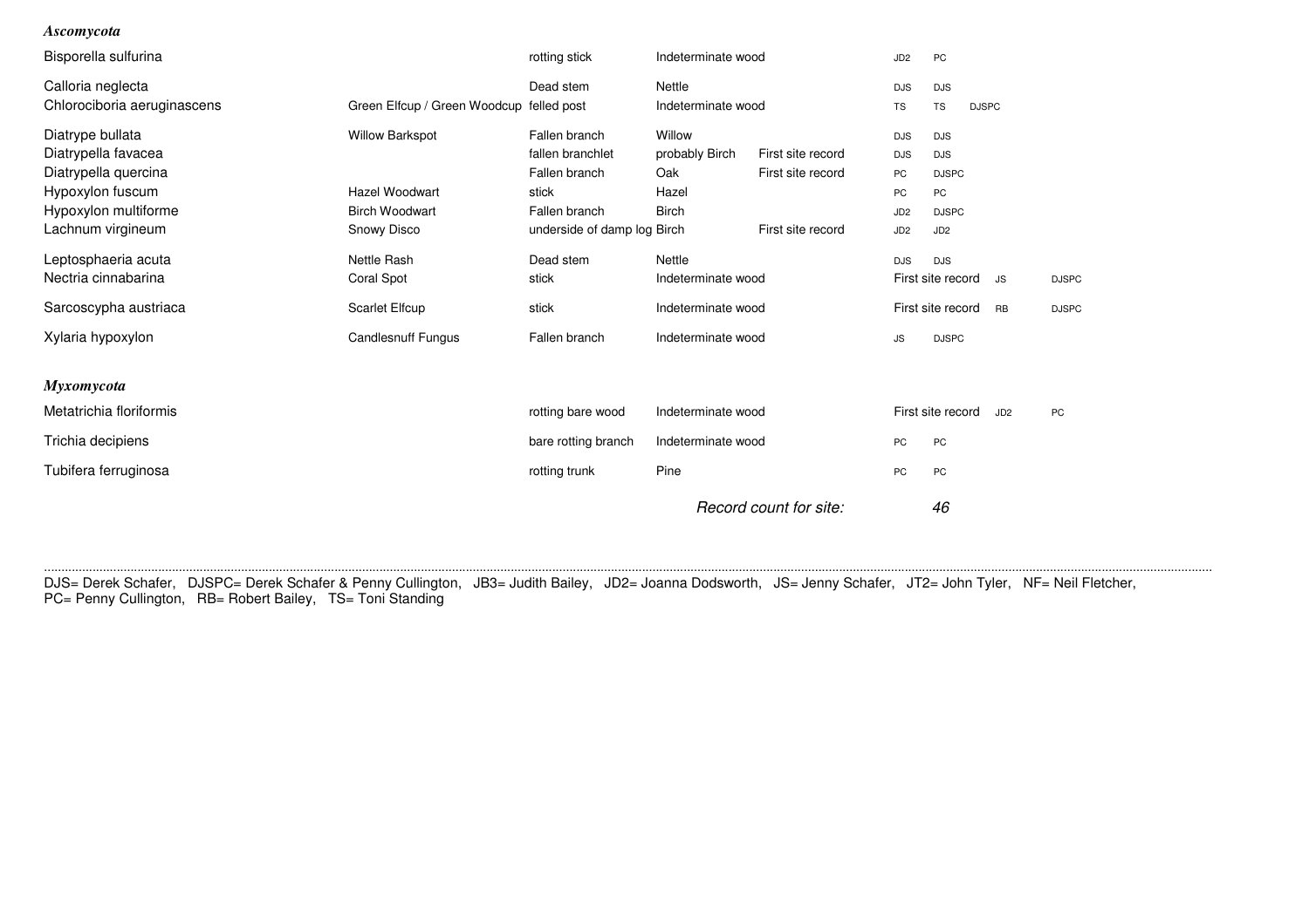### *Ascomycota*

| | | | | | | | |
|---|---|---|---|---|---|---|---|
| Bisporella sulfurina | | rotting stick | Indeterminate wood | | JD2 | PC | |
| Calloria neglecta | | Dead stem | Nettle | | DJS | DJS | |
| Chlorociboria aeruginascens | Green Elfcup / Green Woodcup | felled post | Indeterminate wood | | TS | TS | DJSPC |
| Diatrype bullata | Willow Barkspot | Fallen branch | Willow | | DJS | DJS | |
| Diatrypella favacea | | fallen branchlet | probably Birch | First site record | DJS | DJS | |
| Diatrypella quercina | | Fallen branch | Oak | First site record | PC | DJSPC | |
| Hypoxylon fuscum | Hazel Woodwart | stick | Hazel | | PC | PC | |
| Hypoxylon multiforme | Birch Woodwart | Fallen branch | Birch | | JD2 | DJSPC | |
| Lachnum virgineum | Snowy Disco | underside of damp log | Birch | First site record | JD2 | JD2 | |
| Leptosphaeria acuta | Nettle Rash | Dead stem | Nettle | | DJS | DJS | |
| Nectria cinnabarina | Coral Spot | stick | Indeterminate wood | | First site record | JS | DJSPC |
| Sarcoscypha austriaca | Scarlet Elfcup | stick | Indeterminate wood | | First site record | RB | DJSPC |
| Xylaria hypoxylon | Candlesnuff Fungus | Fallen branch | Indeterminate wood | | JS | DJSPC | |

### *Myxomycota*

| | | | | | | | |
|---|---|---|---|---|---|---|---|
| Metatrichia floriformis | | rotting bare wood | Indeterminate wood | | First site record | JD2 | PC |
| Trichia decipiens | | bare rotting branch | Indeterminate wood | | PC | PC | |
| Tubifera ferruginosa | | rotting trunk | Pine | | PC | PC | |

*Record count for site:* *46*

DJS= Derek Schafer, DJSPC= Derek Schafer & Penny Cullington, JB3= Judith Bailey, JD2= Joanna Dodsworth, JS= Jenny Schafer, JT2= John Tyler, NF= Neil Fletcher, PC= Penny Cullington, RB= Robert Bailey, TS= Toni Standing